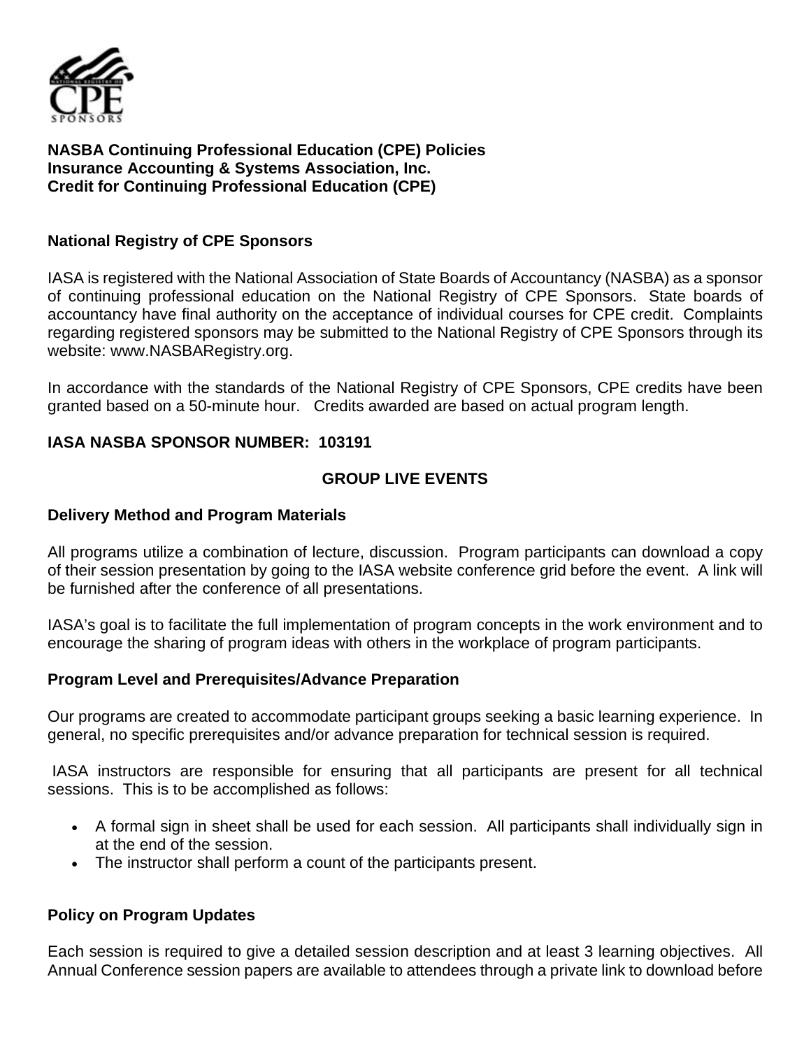**NASBA Continuing Professional Education (CPE) Policies**
**Insurance Accounting & Systems Association, Inc.**
**Credit for Continuing Professional Education (CPE)**

## National Registry of CPE Sponsors

IASA is registered with the National Association of State Boards of Accountancy (NASBA) as a sponsor of continuing professional education on the National Registry of CPE Sponsors. State boards of accountancy have final authority on the acceptance of individual courses for CPE credit. Complaints regarding registered sponsors may be submitted to the National Registry of CPE Sponsors through its website: www.NASBARegistry.org.

In accordance with the standards of the National Registry of CPE Sponsors, CPE credits have been granted based on a 50-minute hour. Credits awarded are based on actual program length.

**IASA NASBA SPONSOR NUMBER: 103191**

## GROUP LIVE EVENTS

### Delivery Method and Program Materials

All programs utilize a combination of lecture, discussion. Program participants can download a copy of their session presentation by going to the IASA website conference grid before the event. A link will be furnished after the conference of all presentations.

IASA's goal is to facilitate the full implementation of program concepts in the work environment and to encourage the sharing of program ideas with others in the workplace of program participants.

### Program Level and Prerequisites/Advance Preparation

Our programs are created to accommodate participant groups seeking a basic learning experience. In general, no specific prerequisites and/or advance preparation for technical session is required.

IASA instructors are responsible for ensuring that all participants are present for all technical sessions. This is to be accomplished as follows:

- A formal sign in sheet shall be used for each session. All participants shall individually sign in at the end of the session.
- The instructor shall perform a count of the participants present.

### Policy on Program Updates

Each session is required to give a detailed session description and at least 3 learning objectives. All Annual Conference session papers are available to attendees through a private link to download before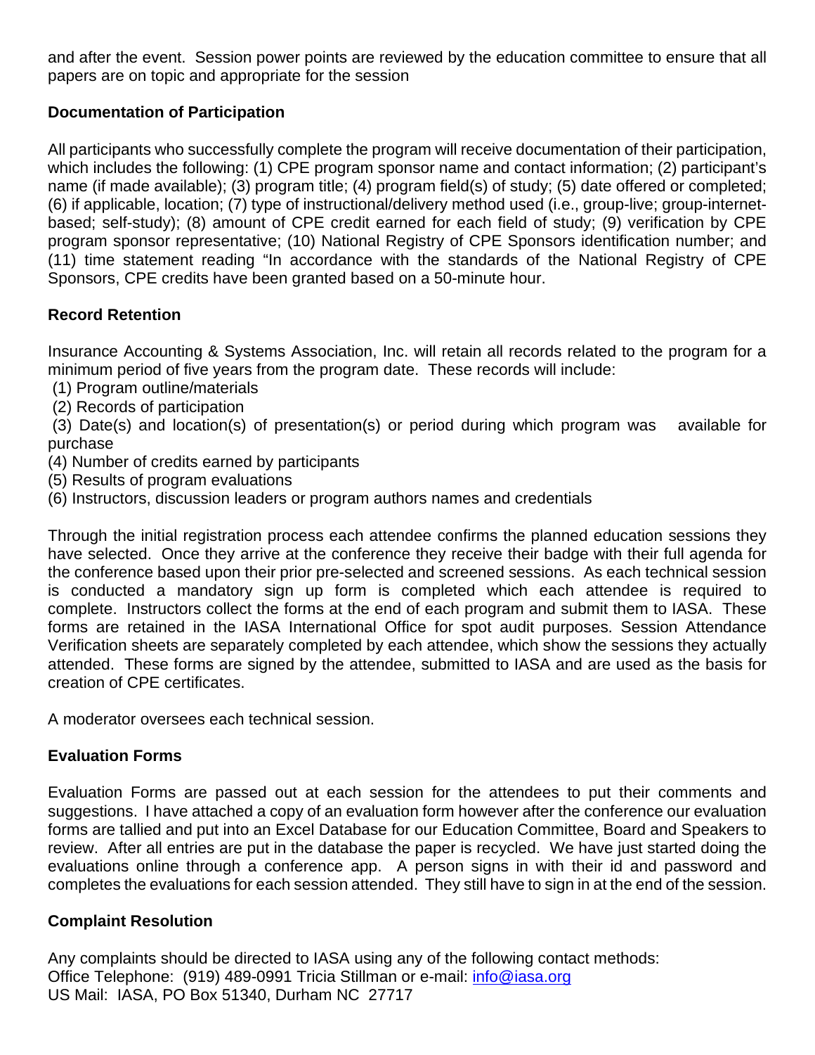and after the event. Session power points are reviewed by the education committee to ensure that all papers are on topic and appropriate for the session

**Documentation of Participation**

All participants who successfully complete the program will receive documentation of their participation, which includes the following: (1) CPE program sponsor name and contact information; (2) participant's name (if made available); (3) program title; (4) program field(s) of study; (5) date offered or completed; (6) if applicable, location; (7) type of instructional/delivery method used (i.e., group-live; group-internet-based; self-study); (8) amount of CPE credit earned for each field of study; (9) verification by CPE program sponsor representative; (10) National Registry of CPE Sponsors identification number; and (11) time statement reading "In accordance with the standards of the National Registry of CPE Sponsors, CPE credits have been granted based on a 50-minute hour.

**Record Retention**

Insurance Accounting & Systems Association, Inc. will retain all records related to the program for a minimum period of five years from the program date. These records will include:

(1) Program outline/materials
(2) Records of participation
(3) Date(s) and location(s) of presentation(s) or period during which program was available for purchase
(4) Number of credits earned by participants
(5) Results of program evaluations
(6) Instructors, discussion leaders or program authors names and credentials

Through the initial registration process each attendee confirms the planned education sessions they have selected. Once they arrive at the conference they receive their badge with their full agenda for the conference based upon their prior pre-selected and screened sessions. As each technical session is conducted a mandatory sign up form is completed which each attendee is required to complete. Instructors collect the forms at the end of each program and submit them to IASA. These forms are retained in the IASA International Office for spot audit purposes. Session Attendance Verification sheets are separately completed by each attendee, which show the sessions they actually attended. These forms are signed by the attendee, submitted to IASA and are used as the basis for creation of CPE certificates.

A moderator oversees each technical session.

**Evaluation Forms**

Evaluation Forms are passed out at each session for the attendees to put their comments and suggestions. I have attached a copy of an evaluation form however after the conference our evaluation forms are tallied and put into an Excel Database for our Education Committee, Board and Speakers to review. After all entries are put in the database the paper is recycled. We have just started doing the evaluations online through a conference app. A person signs in with their id and password and completes the evaluations for each session attended. They still have to sign in at the end of the session.

**Complaint Resolution**

Any complaints should be directed to IASA using any of the following contact methods:
Office Telephone: (919) 489-0991 Tricia Stillman or e-mail: info@iasa.org
US Mail: IASA, PO Box 51340, Durham NC 27717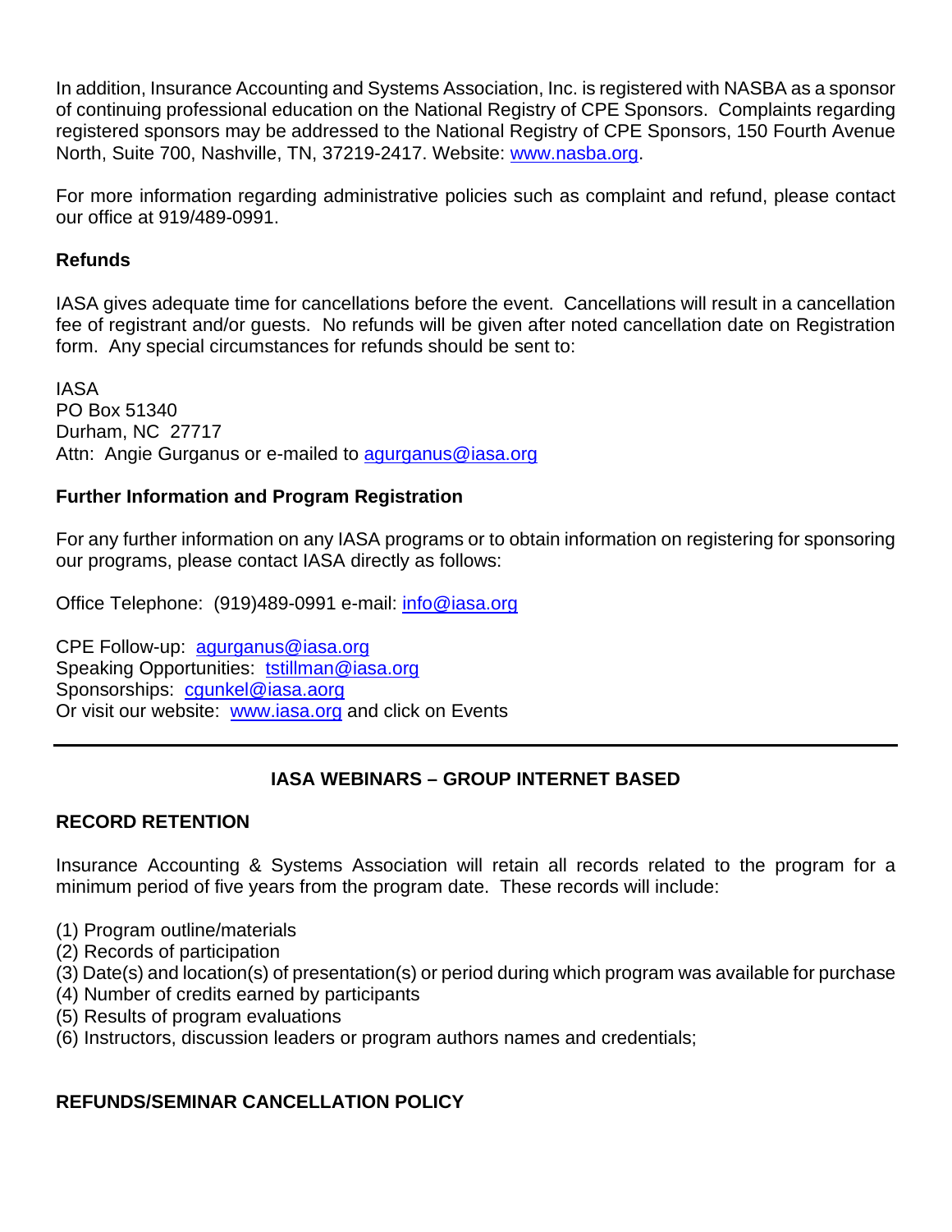In addition, Insurance Accounting and Systems Association, Inc. is registered with NASBA as a sponsor of continuing professional education on the National Registry of CPE Sponsors. Complaints regarding registered sponsors may be addressed to the National Registry of CPE Sponsors, 150 Fourth Avenue North, Suite 700, Nashville, TN, 37219-2417. Website: www.nasba.org.

For more information regarding administrative policies such as complaint and refund, please contact our office at 919/489-0991.

**Refunds**

IASA gives adequate time for cancellations before the event. Cancellations will result in a cancellation fee of registrant and/or guests. No refunds will be given after noted cancellation date on Registration form. Any special circumstances for refunds should be sent to:

IASA
PO Box 51340
Durham, NC 27717
Attn: Angie Gurganus or e-mailed to agurganus@iasa.org

**Further Information and Program Registration**

For any further information on any IASA programs or to obtain information on registering for sponsoring our programs, please contact IASA directly as follows:

Office Telephone: (919)489-0991 e-mail: info@iasa.org

CPE Follow-up: agurganus@iasa.org
Speaking Opportunities: tstillman@iasa.org
Sponsorships: cgunkel@iasa.aorg
Or visit our website: www.iasa.org and click on Events

---

## IASA WEBINARS – GROUP INTERNET BASED

**RECORD RETENTION**

Insurance Accounting & Systems Association will retain all records related to the program for a minimum period of five years from the program date. These records will include:

(1) Program outline/materials
(2) Records of participation
(3) Date(s) and location(s) of presentation(s) or period during which program was available for purchase
(4) Number of credits earned by participants
(5) Results of program evaluations
(6) Instructors, discussion leaders or program authors names and credentials;

**REFUNDS/SEMINAR CANCELLATION POLICY**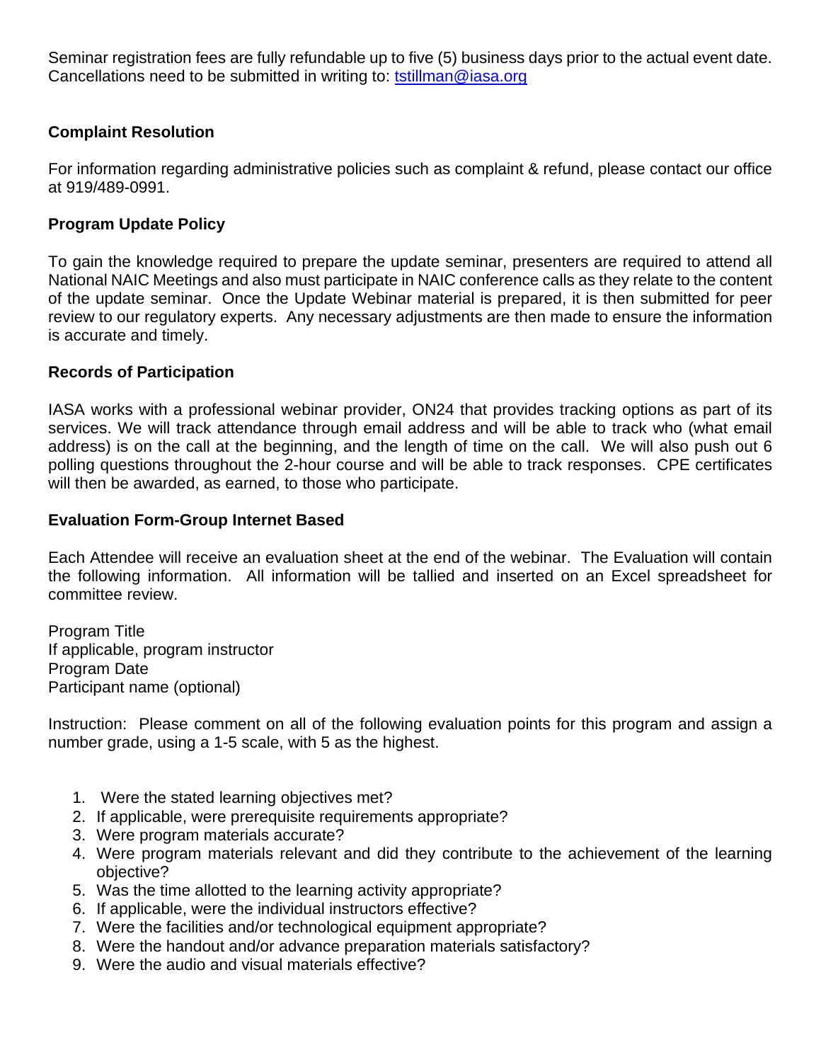Seminar registration fees are fully refundable up to five (5) business days prior to the actual event date. Cancellations need to be submitted in writing to: [tstillman@iasa.org](mailto:tstillman@iasa.org)

**Complaint Resolution**

For information regarding administrative policies such as complaint & refund, please contact our office at 919/489-0991.

**Program Update Policy**

To gain the knowledge required to prepare the update seminar, presenters are required to attend all National NAIC Meetings and also must participate in NAIC conference calls as they relate to the content of the update seminar. Once the Update Webinar material is prepared, it is then submitted for peer review to our regulatory experts. Any necessary adjustments are then made to ensure the information is accurate and timely.

**Records of Participation**

IASA works with a professional webinar provider, ON24 that provides tracking options as part of its services. We will track attendance through email address and will be able to track who (what email address) is on the call at the beginning, and the length of time on the call. We will also push out 6 polling questions throughout the 2-hour course and will be able to track responses. CPE certificates will then be awarded, as earned, to those who participate.

**Evaluation Form-Group Internet Based**

Each Attendee will receive an evaluation sheet at the end of the webinar. The Evaluation will contain the following information. All information will be tallied and inserted on an Excel spreadsheet for committee review.

Program Title
If applicable, program instructor
Program Date
Participant name (optional)

Instruction: Please comment on all of the following evaluation points for this program and assign a number grade, using a 1-5 scale, with 5 as the highest.

1. Were the stated learning objectives met?
2. If applicable, were prerequisite requirements appropriate?
3. Were program materials accurate?
4. Were program materials relevant and did they contribute to the achievement of the learning objective?
5. Was the time allotted to the learning activity appropriate?
6. If applicable, were the individual instructors effective?
7. Were the facilities and/or technological equipment appropriate?
8. Were the handout and/or advance preparation materials satisfactory?
9. Were the audio and visual materials effective?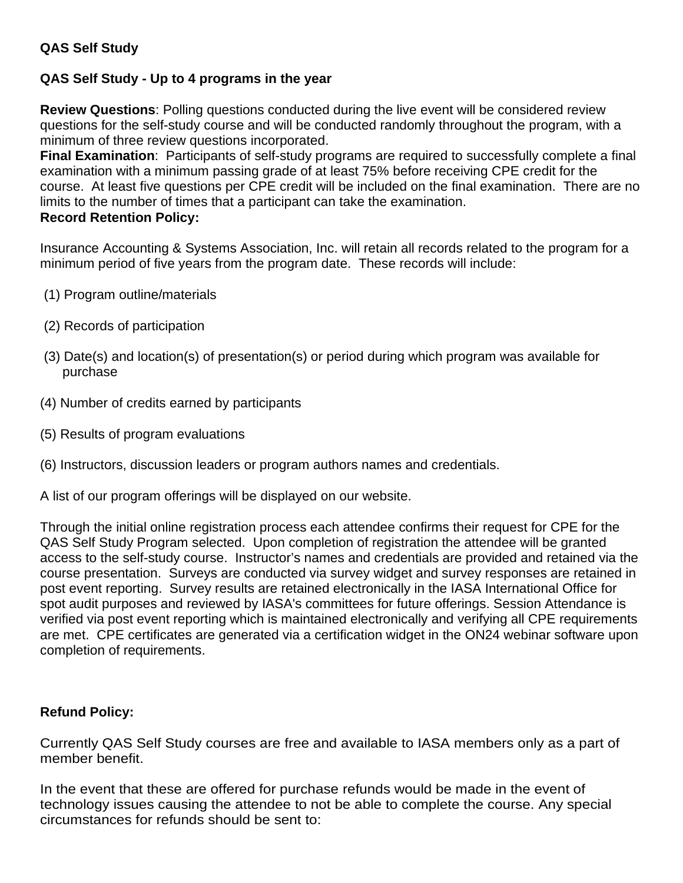**QAS Self Study**

**QAS Self Study - Up to 4 programs in the year**

**Review Questions**: Polling questions conducted during the live event will be considered review questions for the self-study course and will be conducted randomly throughout the program, with a minimum of three review questions incorporated.
**Final Examination**: Participants of self-study programs are required to successfully complete a final examination with a minimum passing grade of at least 75% before receiving CPE credit for the course. At least five questions per CPE credit will be included on the final examination. There are no limits to the number of times that a participant can take the examination.
**Record Retention Policy:**

Insurance Accounting & Systems Association, Inc. will retain all records related to the program for a minimum period of five years from the program date. These records will include:

(1) Program outline/materials

(2) Records of participation

(3) Date(s) and location(s) of presentation(s) or period during which program was available for purchase

(4) Number of credits earned by participants

(5) Results of program evaluations

(6) Instructors, discussion leaders or program authors names and credentials.

A list of our program offerings will be displayed on our website.

Through the initial online registration process each attendee confirms their request for CPE for the QAS Self Study Program selected. Upon completion of registration the attendee will be granted access to the self-study course. Instructor's names and credentials are provided and retained via the course presentation. Surveys are conducted via survey widget and survey responses are retained in post event reporting. Survey results are retained electronically in the IASA International Office for spot audit purposes and reviewed by IASA's committees for future offerings. Session Attendance is verified via post event reporting which is maintained electronically and verifying all CPE requirements are met. CPE certificates are generated via a certification widget in the ON24 webinar software upon completion of requirements.

**Refund Policy:**

Currently QAS Self Study courses are free and available to IASA members only as a part of member benefit.

In the event that these are offered for purchase refunds would be made in the event of technology issues causing the attendee to not be able to complete the course. Any special circumstances for refunds should be sent to: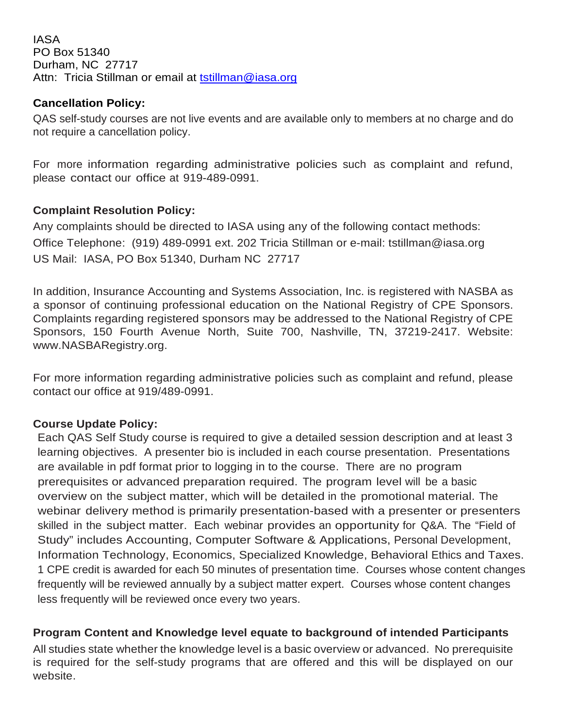IASA
PO Box 51340
Durham, NC 27717
Attn: Tricia Stillman or email at tstillman@iasa.org

**Cancellation Policy:**

QAS self-study courses are not live events and are available only to members at no charge and do not require a cancellation policy.

For more information regarding administrative policies such as complaint and refund, please contact our office at 919-489-0991.

**Complaint Resolution Policy:**

Any complaints should be directed to IASA using any of the following contact methods:
Office Telephone: (919) 489-0991 ext. 202 Tricia Stillman or e-mail: tstillman@iasa.org
US Mail: IASA, PO Box 51340, Durham NC 27717

In addition, Insurance Accounting and Systems Association, Inc. is registered with NASBA as a sponsor of continuing professional education on the National Registry of CPE Sponsors. Complaints regarding registered sponsors may be addressed to the National Registry of CPE Sponsors, 150 Fourth Avenue North, Suite 700, Nashville, TN, 37219-2417. Website: www.NASBARegistry.org.

For more information regarding administrative policies such as complaint and refund, please contact our office at 919/489-0991.

**Course Update Policy:**

Each QAS Self Study course is required to give a detailed session description and at least 3 learning objectives. A presenter bio is included in each course presentation. Presentations are available in pdf format prior to logging in to the course. There are no program prerequisites or advanced preparation required. The program level will be a basic overview on the subject matter, which will be detailed in the promotional material. The webinar delivery method is primarily presentation-based with a presenter or presenters skilled in the subject matter. Each webinar provides an opportunity for Q&A. The "Field of Study" includes Accounting, Computer Software & Applications, Personal Development, Information Technology, Economics, Specialized Knowledge, Behavioral Ethics and Taxes. 1 CPE credit is awarded for each 50 minutes of presentation time. Courses whose content changes frequently will be reviewed annually by a subject matter expert. Courses whose content changes less frequently will be reviewed once every two years.

**Program Content and Knowledge level equate to background of intended Participants**

All studies state whether the knowledge level is a basic overview or advanced. No prerequisite is required for the self-study programs that are offered and this will be displayed on our website.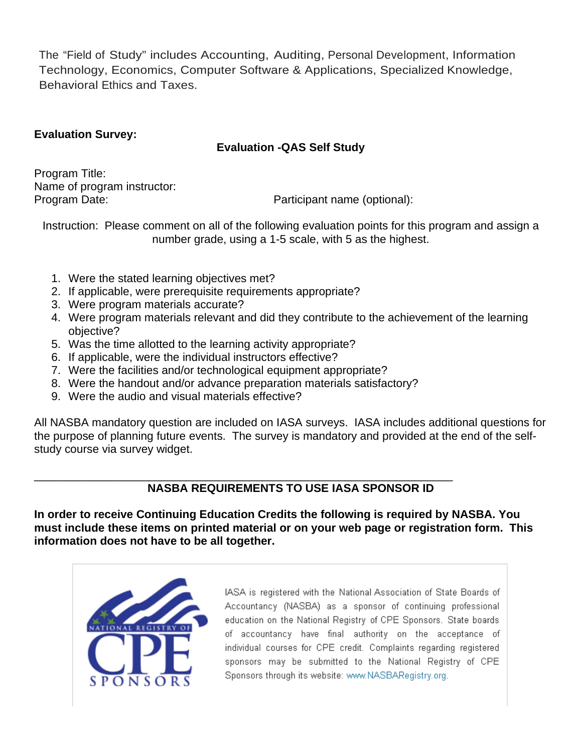The "Field of Study" includes Accounting, Auditing, Personal Development, Information Technology, Economics, Computer Software & Applications, Specialized Knowledge, Behavioral Ethics and Taxes.

**Evaluation Survey:**

**Evaluation -QAS Self Study**

Program Title:
Name of program instructor:
Program Date: Participant name (optional):

Instruction: Please comment on all of the following evaluation points for this program and assign a number grade, using a 1-5 scale, with 5 as the highest.

1. Were the stated learning objectives met?
2. If applicable, were prerequisite requirements appropriate?
3. Were program materials accurate?
4. Were program materials relevant and did they contribute to the achievement of the learning objective?
5. Was the time allotted to the learning activity appropriate?
6. If applicable, were the individual instructors effective?
7. Were the facilities and/or technological equipment appropriate?
8. Were the handout and/or advance preparation materials satisfactory?
9. Were the audio and visual materials effective?

All NASBA mandatory question are included on IASA surveys. IASA includes additional questions for the purpose of planning future events. The survey is mandatory and provided at the end of the self-study course via survey widget.

---

## NASBA REQUIREMENTS TO USE IASA SPONSOR ID

**In order to receive Continuing Education Credits the following is required by NASBA. You must include these items on printed material or on your web page or registration form. This information does not have to be all together.**

NATIONAL REGISTRY OF CPE SPONSORS

IASA is registered with the National Association of State Boards of Accountancy (NASBA) as a sponsor of continuing professional education on the National Registry of CPE Sponsors. State boards of accountancy have final authority on the acceptance of individual courses for CPE credit. Complaints regarding registered sponsors may be submitted to the National Registry of CPE Sponsors through its website: www.NASBARegistry.org.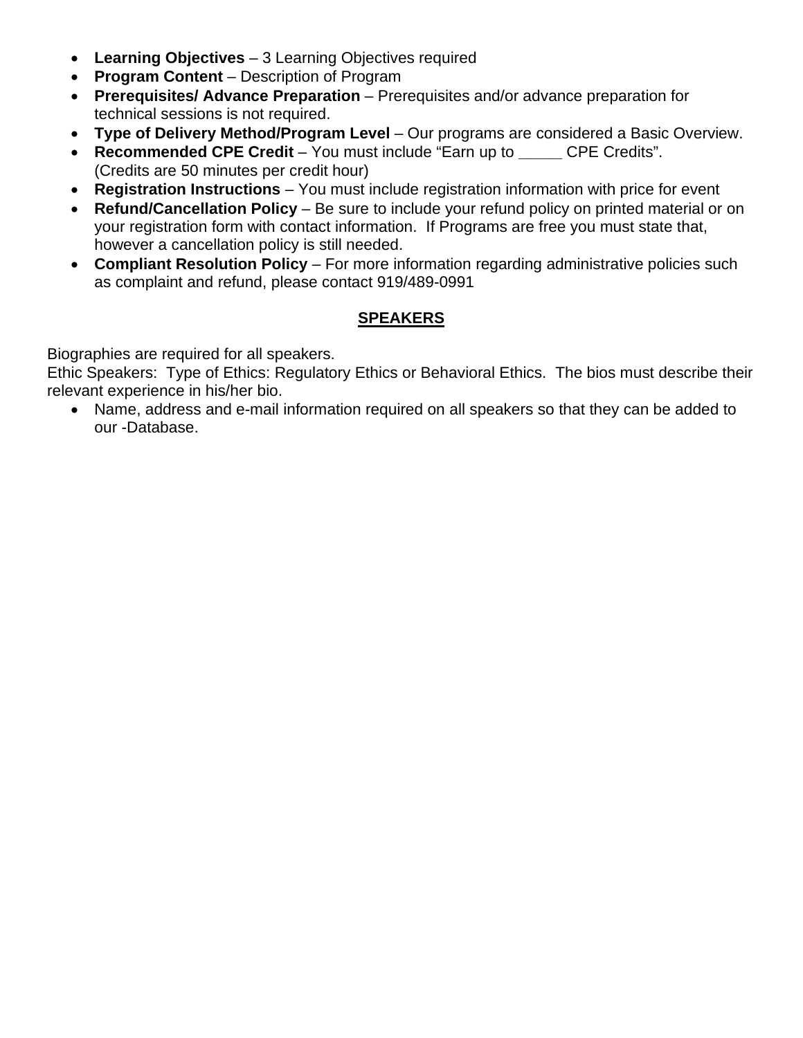- **Learning Objectives** – 3 Learning Objectives required
- **Program Content** – Description of Program
- **Prerequisites/ Advance Preparation** – Prerequisites and/or advance preparation for technical sessions is not required.
- **Type of Delivery Method/Program Level** – Our programs are considered a Basic Overview.
- **Recommended CPE Credit** – You must include "Earn up to _____ CPE Credits". (Credits are 50 minutes per credit hour)
- **Registration Instructions** – You must include registration information with price for event
- **Refund/Cancellation Policy** – Be sure to include your refund policy on printed material or on your registration form with contact information. If Programs are free you must state that, however a cancellation policy is still needed.
- **Compliant Resolution Policy** – For more information regarding administrative policies such as complaint and refund, please contact 919/489-0991

## SPEAKERS

Biographies are required for all speakers.
Ethic Speakers: Type of Ethics: Regulatory Ethics or Behavioral Ethics. The bios must describe their relevant experience in his/her bio.

- Name, address and e-mail information required on all speakers so that they can be added to our -Database.